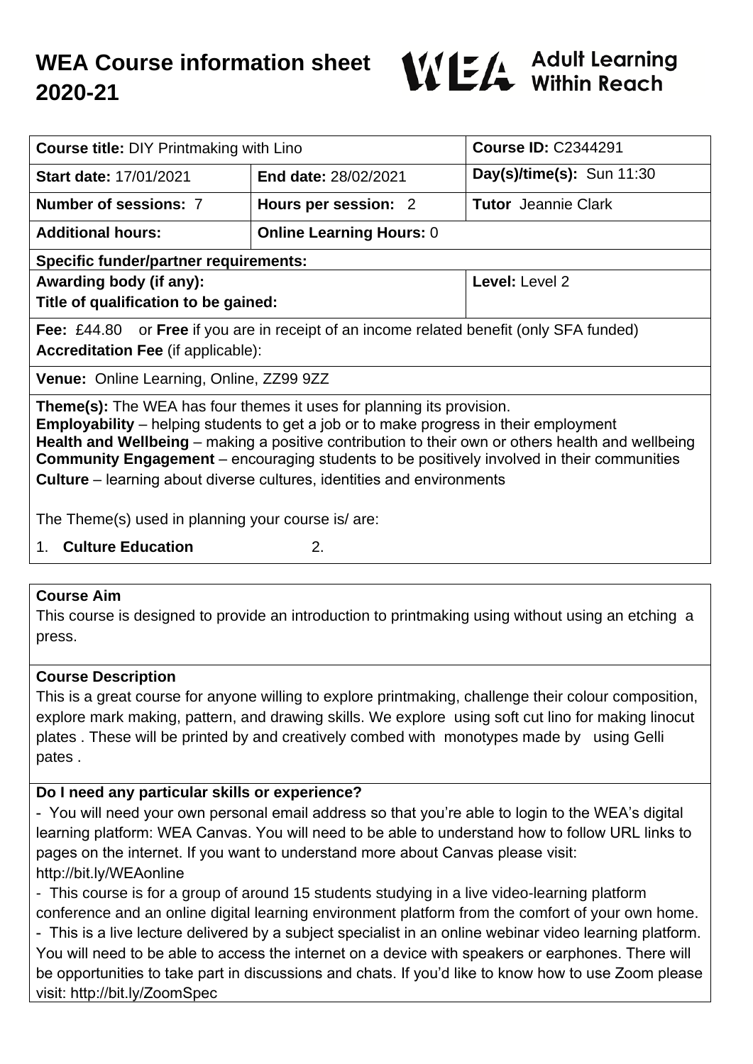# WEA Course information sheet 2020-21

**Adult Learning Within Reach**

| **Course title:** DIY Printmaking with Lino | | **Course ID:** C2344291 |
|---|---|---|
| **Start date:** 17/01/2021 | **End date:** 28/02/2021 | **Day(s)/time(s):** Sun 11:30 |
| **Number of sessions:** 7 | **Hours per session:** 2 | **Tutor** Jeannie Clark |
| **Additional hours:** | **Online Learning Hours:** 0 | |
| **Specific funder/partner requirements:** | | |
| **Awarding body (if any):** **Title of qualification to be gained:** | | **Level:** Level 2 |
| **Fee:** £44.80 or **Free** if you are in receipt of an income related benefit (only SFA funded) **Accreditation Fee** (if applicable): | | |
| **Venue:** Online Learning, Online, ZZ99 9ZZ | | |

**Theme(s):** The WEA has four themes it uses for planning its provision.
**Employability** – helping students to get a job or to make progress in their employment
**Health and Wellbeing** – making a positive contribution to their own or others health and wellbeing
**Community Engagement** – encouraging students to be positively involved in their communities
**Culture** – learning about diverse cultures, identities and environments

The Theme(s) used in planning your course is/ are:

1. **Culture Education** 2.

## Course Aim

This course is designed to provide an introduction to printmaking using without using an etching a press.

## Course Description

This is a great course for anyone willing to explore printmaking, challenge their colour composition, explore mark making, pattern, and drawing skills. We explore using soft cut lino for making linocut plates . These will be printed by and creatively combed with monotypes made by using Gelli pates .

## Do I need any particular skills or experience?

- You will need your own personal email address so that you're able to login to the WEA's digital learning platform: WEA Canvas. You will need to be able to understand how to follow URL links to pages on the internet. If you want to understand more about Canvas please visit: http://bit.ly/WEAonline
- This course is for a group of around 15 students studying in a live video-learning platform conference and an online digital learning environment platform from the comfort of your own home.
- This is a live lecture delivered by a subject specialist in an online webinar video learning platform. You will need to be able to access the internet on a device with speakers or earphones. There will be opportunities to take part in discussions and chats. If you'd like to know how to use Zoom please visit: http://bit.ly/ZoomSpec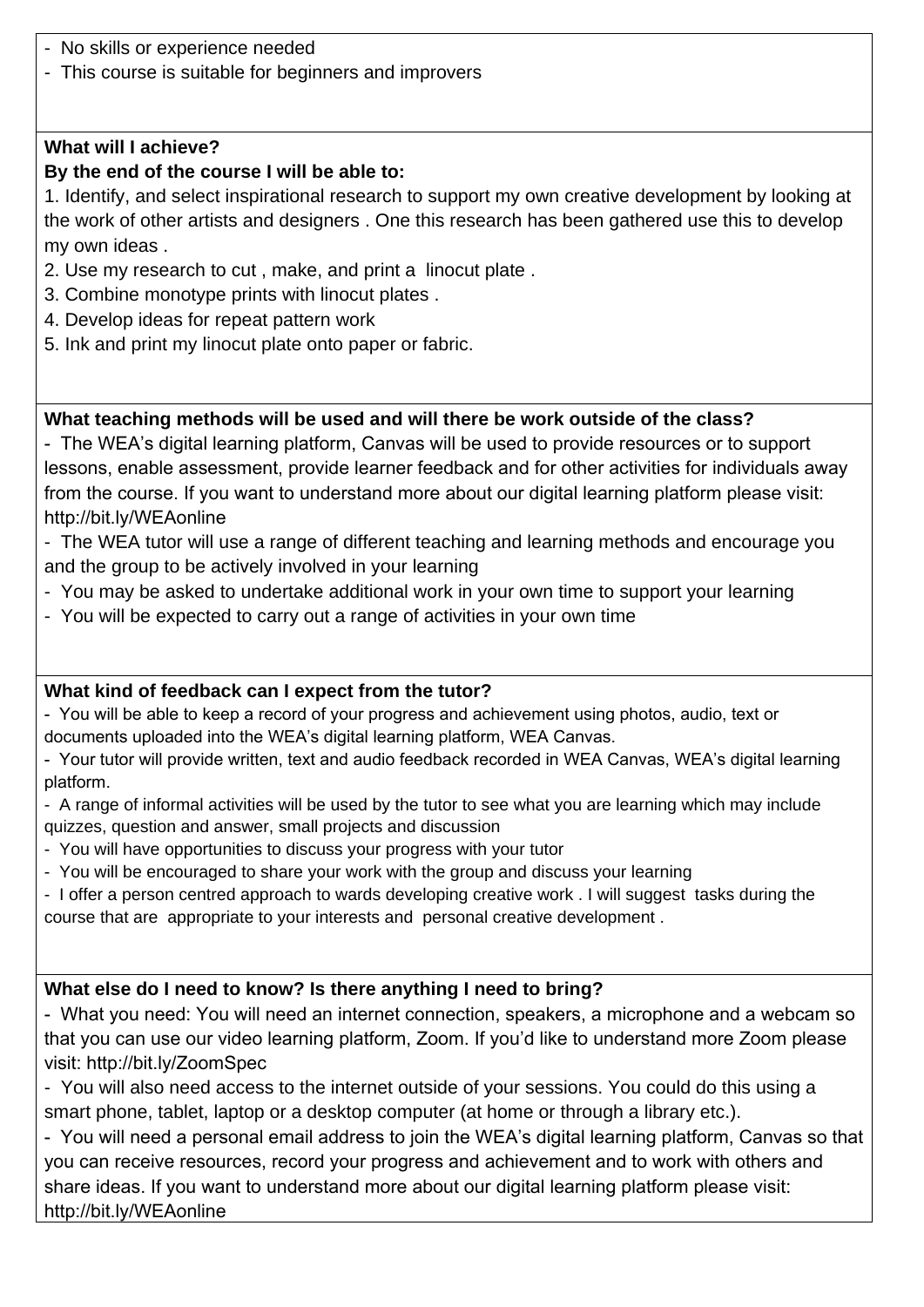- No skills or experience needed
- This course is suitable for beginners and improvers

**What will I achieve?**
**By the end of the course I will be able to:**

1. Identify, and select inspirational research to support my own creative development by looking at the work of other artists and designers . One this research has been gathered use this to develop my own ideas .
2. Use my research to cut , make, and print a linocut plate .
3. Combine monotype prints with linocut plates .
4. Develop ideas for repeat pattern work
5. Ink and print my linocut plate onto paper or fabric.

**What teaching methods will be used and will there be work outside of the class?**

- The WEA's digital learning platform, Canvas will be used to provide resources or to support lessons, enable assessment, provide learner feedback and for other activities for individuals away from the course. If you want to understand more about our digital learning platform please visit: http://bit.ly/WEAonline
- The WEA tutor will use a range of different teaching and learning methods and encourage you and the group to be actively involved in your learning
- You may be asked to undertake additional work in your own time to support your learning
- You will be expected to carry out a range of activities in your own time

**What kind of feedback can I expect from the tutor?**

- You will be able to keep a record of your progress and achievement using photos, audio, text or documents uploaded into the WEA's digital learning platform, WEA Canvas.
- Your tutor will provide written, text and audio feedback recorded in WEA Canvas, WEA's digital learning platform.
- A range of informal activities will be used by the tutor to see what you are learning which may include quizzes, question and answer, small projects and discussion
- You will have opportunities to discuss your progress with your tutor
- You will be encouraged to share your work with the group and discuss your learning
- I offer a person centred approach to wards developing creative work . I will suggest tasks during the course that are appropriate to your interests and personal creative development .

**What else do I need to know? Is there anything I need to bring?**

- What you need: You will need an internet connection, speakers, a microphone and a webcam so that you can use our video learning platform, Zoom. If you'd like to understand more Zoom please visit: http://bit.ly/ZoomSpec
- You will also need access to the internet outside of your sessions. You could do this using a smart phone, tablet, laptop or a desktop computer (at home or through a library etc.).
- You will need a personal email address to join the WEA's digital learning platform, Canvas so that you can receive resources, record your progress and achievement and to work with others and share ideas. If you want to understand more about our digital learning platform please visit: http://bit.ly/WEAonline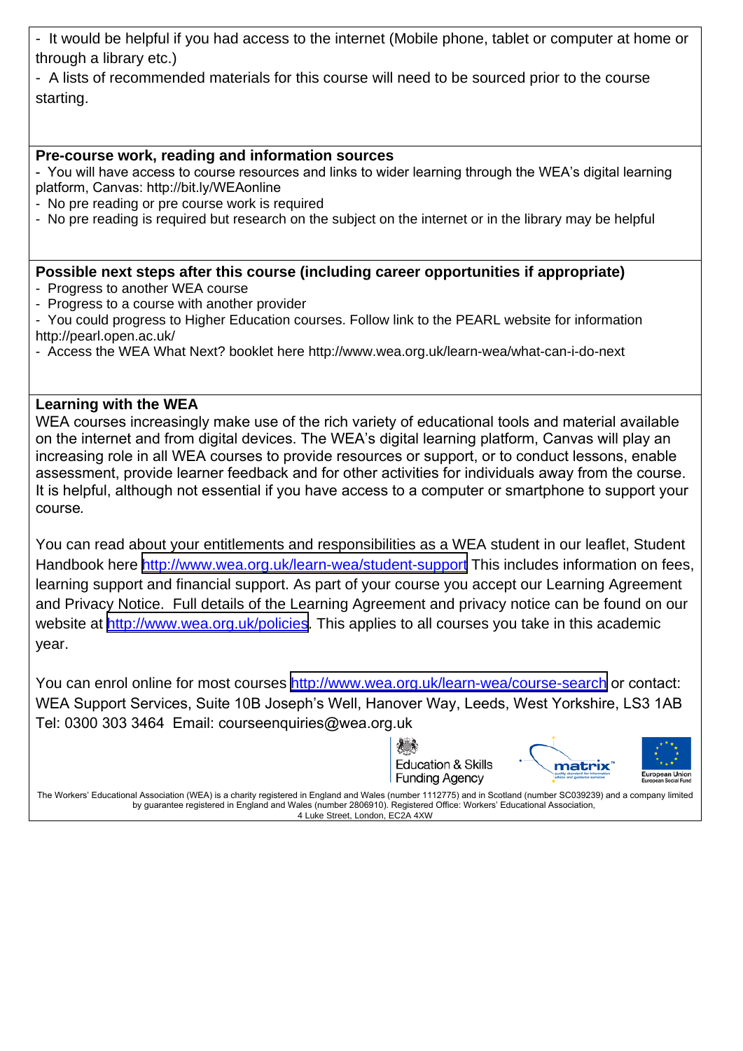- It would be helpful if you had access to the internet (Mobile phone, tablet or computer at home or through a library etc.)
- A lists of recommended materials for this course will need to be sourced prior to the course starting.

**Pre-course work, reading and information sources**

- You will have access to course resources and links to wider learning through the WEA's digital learning platform, Canvas: http://bit.ly/WEAonline
- No pre reading or pre course work is required
- No pre reading is required but research on the subject on the internet or in the library may be helpful

**Possible next steps after this course (including career opportunities if appropriate)**

- Progress to another WEA course
- Progress to a course with another provider
- You could progress to Higher Education courses. Follow link to the PEARL website for information http://pearl.open.ac.uk/
- Access the WEA What Next? booklet here http://www.wea.org.uk/learn-wea/what-can-i-do-next

**Learning with the WEA**

WEA courses increasingly make use of the rich variety of educational tools and material available on the internet and from digital devices. The WEA's digital learning platform, Canvas will play an increasing role in all WEA courses to provide resources or support, or to conduct lessons, enable assessment, provide learner feedback and for other activities for individuals away from the course. It is helpful, although not essential if you have access to a computer or smartphone to support your course.

You can read about your entitlements and responsibilities as a WEA student in our leaflet, Student Handbook here http://www.wea.org.uk/learn-wea/student-support This includes information on fees, learning support and financial support. As part of your course you accept our Learning Agreement and Privacy Notice. Full details of the Learning Agreement and privacy notice can be found on our website at http://www.wea.org.uk/policies. This applies to all courses you take in this academic year.

You can enrol online for most courses http://www.wea.org.uk/learn-wea/course-search or contact: WEA Support Services, Suite 10B Joseph's Well, Hanover Way, Leeds, West Yorkshire, LS3 1AB Tel: 0300 303 3464 Email: courseenquiries@wea.org.uk

Education & Skills Funding Agency

matrix

European Union European Social Fund

The Workers' Educational Association (WEA) is a charity registered in England and Wales (number 1112775) and in Scotland (number SC039239) and a company limited by guarantee registered in England and Wales (number 2806910). Registered Office: Workers' Educational Association, 4 Luke Street, London, EC2A 4XW